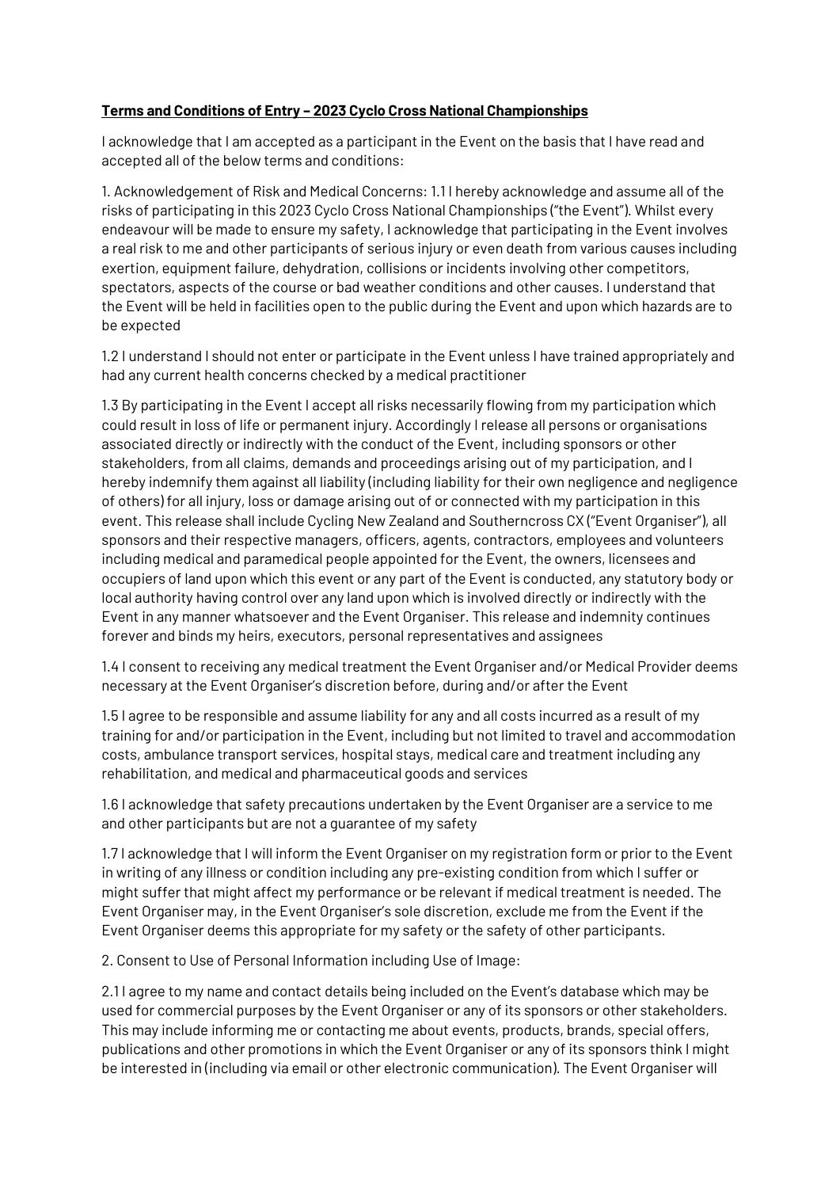**<u>Terms and Conditions of Entry – 2023 Cyclo Cross National Championships</u>**

I acknowledge that I am accepted as a participant in the Event on the basis that I have read and accepted all of the below terms and conditions:

1. Acknowledgement of Risk and Medical Concerns: 1.1 I hereby acknowledge and assume all of the risks of participating in this 2023 Cyclo Cross National Championships ("the Event"). Whilst every endeavour will be made to ensure my safety, I acknowledge that participating in the Event involves a real risk to me and other participants of serious injury or even death from various causes including exertion, equipment failure, dehydration, collisions or incidents involving other competitors, spectators, aspects of the course or bad weather conditions and other causes. I understand that the Event will be held in facilities open to the public during the Event and upon which hazards are to be expected

1.2 I understand I should not enter or participate in the Event unless I have trained appropriately and had any current health concerns checked by a medical practitioner

1.3 By participating in the Event I accept all risks necessarily flowing from my participation which could result in loss of life or permanent injury. Accordingly I release all persons or organisations associated directly or indirectly with the conduct of the Event, including sponsors or other stakeholders, from all claims, demands and proceedings arising out of my participation, and I hereby indemnify them against all liability (including liability for their own negligence and negligence of others) for all injury, loss or damage arising out of or connected with my participation in this event. This release shall include Cycling New Zealand and Southerncross CX ("Event Organiser"), all sponsors and their respective managers, officers, agents, contractors, employees and volunteers including medical and paramedical people appointed for the Event, the owners, licensees and occupiers of land upon which this event or any part of the Event is conducted, any statutory body or local authority having control over any land upon which is involved directly or indirectly with the Event in any manner whatsoever and the Event Organiser. This release and indemnity continues forever and binds my heirs, executors, personal representatives and assignees

1.4 I consent to receiving any medical treatment the Event Organiser and/or Medical Provider deems necessary at the Event Organiser's discretion before, during and/or after the Event

1.5 I agree to be responsible and assume liability for any and all costs incurred as a result of my training for and/or participation in the Event, including but not limited to travel and accommodation costs, ambulance transport services, hospital stays, medical care and treatment including any rehabilitation, and medical and pharmaceutical goods and services

1.6 I acknowledge that safety precautions undertaken by the Event Organiser are a service to me and other participants but are not a guarantee of my safety

1.7 I acknowledge that I will inform the Event Organiser on my registration form or prior to the Event in writing of any illness or condition including any pre-existing condition from which I suffer or might suffer that might affect my performance or be relevant if medical treatment is needed. The Event Organiser may, in the Event Organiser's sole discretion, exclude me from the Event if the Event Organiser deems this appropriate for my safety or the safety of other participants.

2. Consent to Use of Personal Information including Use of Image:

2.1 I agree to my name and contact details being included on the Event's database which may be used for commercial purposes by the Event Organiser or any of its sponsors or other stakeholders. This may include informing me or contacting me about events, products, brands, special offers, publications and other promotions in which the Event Organiser or any of its sponsors think I might be interested in (including via email or other electronic communication). The Event Organiser will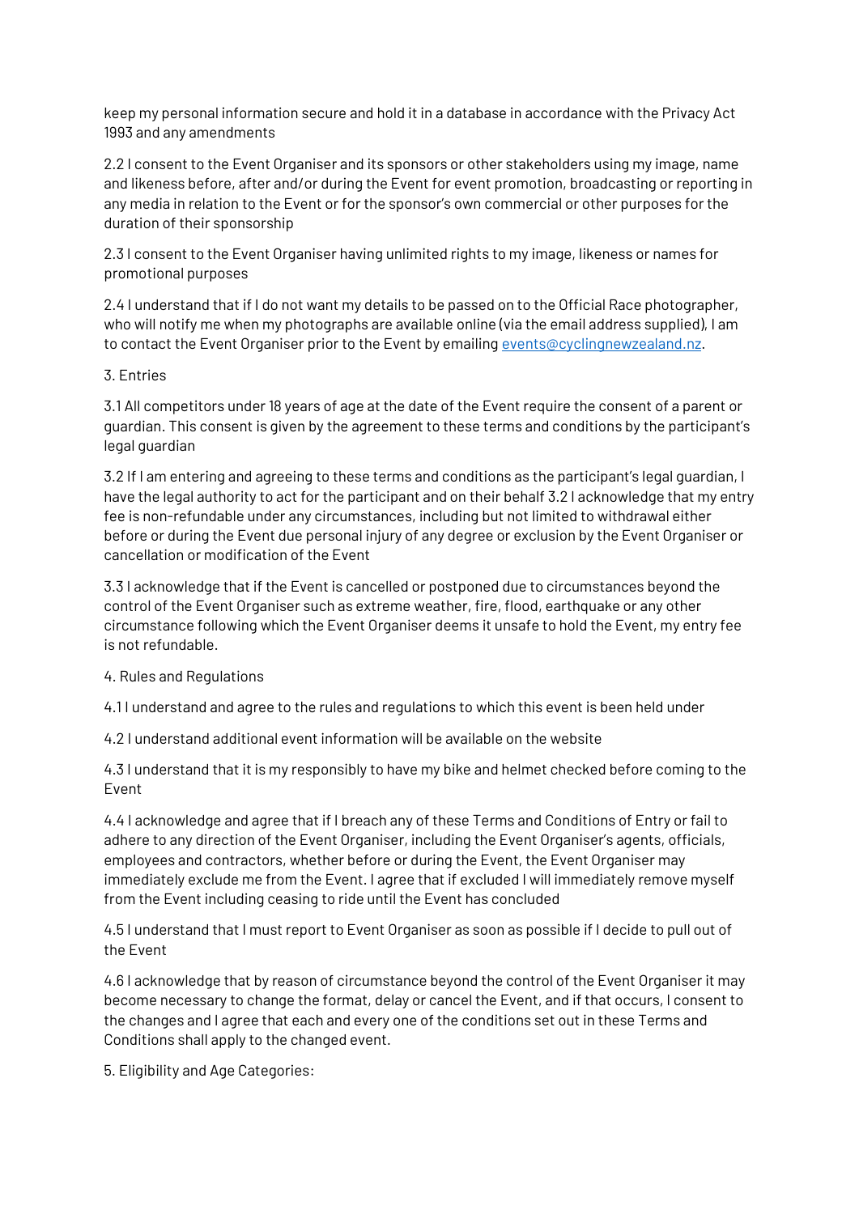keep my personal information secure and hold it in a database in accordance with the Privacy Act 1993 and any amendments

2.2 I consent to the Event Organiser and its sponsors or other stakeholders using my image, name and likeness before, after and/or during the Event for event promotion, broadcasting or reporting in any media in relation to the Event or for the sponsor's own commercial or other purposes for the duration of their sponsorship

2.3 I consent to the Event Organiser having unlimited rights to my image, likeness or names for promotional purposes

2.4 I understand that if I do not want my details to be passed on to the Official Race photographer, who will notify me when my photographs are available online (via the email address supplied), I am to contact the Event Organiser prior to the Event by emailing [events@cyclingnewzealand.nz](mailto:events@cyclingnewzealand.nz).

3. Entries

3.1 All competitors under 18 years of age at the date of the Event require the consent of a parent or guardian. This consent is given by the agreement to these terms and conditions by the participant's legal guardian

3.2 If I am entering and agreeing to these terms and conditions as the participant's legal guardian, I have the legal authority to act for the participant and on their behalf 3.2 I acknowledge that my entry fee is non-refundable under any circumstances, including but not limited to withdrawal either before or during the Event due personal injury of any degree or exclusion by the Event Organiser or cancellation or modification of the Event

3.3 I acknowledge that if the Event is cancelled or postponed due to circumstances beyond the control of the Event Organiser such as extreme weather, fire, flood, earthquake or any other circumstance following which the Event Organiser deems it unsafe to hold the Event, my entry fee is not refundable.

4. Rules and Regulations

4.1 I understand and agree to the rules and regulations to which this event is been held under

4.2 I understand additional event information will be available on the website

4.3 I understand that it is my responsibly to have my bike and helmet checked before coming to the Event

4.4 I acknowledge and agree that if I breach any of these Terms and Conditions of Entry or fail to adhere to any direction of the Event Organiser, including the Event Organiser's agents, officials, employees and contractors, whether before or during the Event, the Event Organiser may immediately exclude me from the Event. I agree that if excluded I will immediately remove myself from the Event including ceasing to ride until the Event has concluded

4.5 I understand that I must report to Event Organiser as soon as possible if I decide to pull out of the Event

4.6 I acknowledge that by reason of circumstance beyond the control of the Event Organiser it may become necessary to change the format, delay or cancel the Event, and if that occurs, I consent to the changes and I agree that each and every one of the conditions set out in these Terms and Conditions shall apply to the changed event.

5. Eligibility and Age Categories: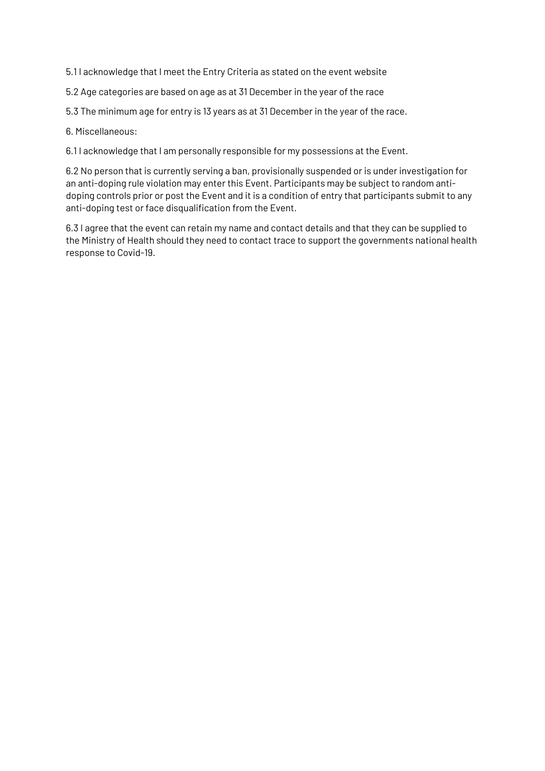5.1 I acknowledge that I meet the Entry Criteria as stated on the event website

5.2 Age categories are based on age as at 31 December in the year of the race

5.3 The minimum age for entry is 13 years as at 31 December in the year of the race.

6. Miscellaneous:

6.1 I acknowledge that I am personally responsible for my possessions at the Event.

6.2 No person that is currently serving a ban, provisionally suspended or is under investigation for an anti-doping rule violation may enter this Event. Participants may be subject to random anti-doping controls prior or post the Event and it is a condition of entry that participants submit to any anti-doping test or face disqualification from the Event.

6.3 I agree that the event can retain my name and contact details and that they can be supplied to the Ministry of Health should they need to contact trace to support the governments national health response to Covid-19.